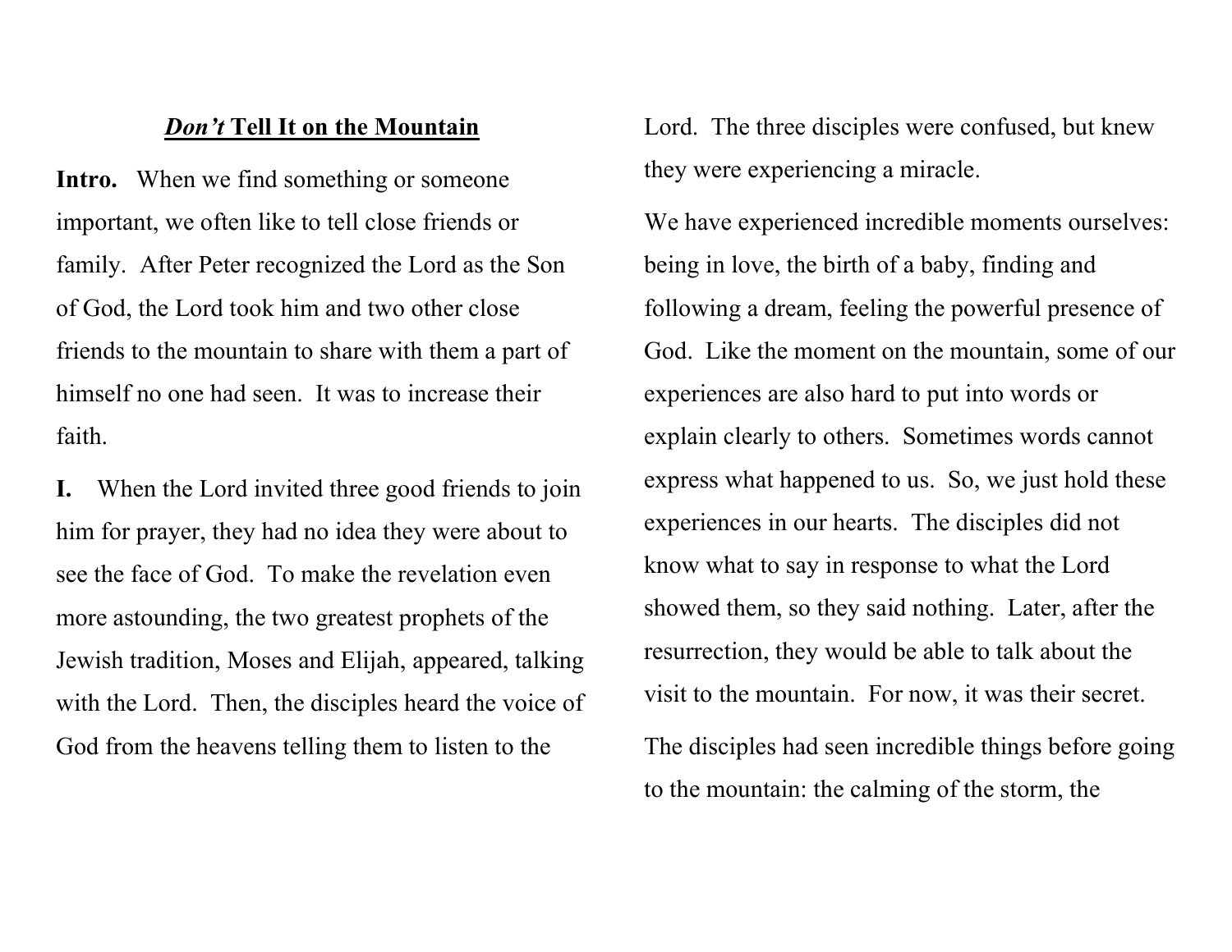# ***Don't*** **Tell It on the Mountain**

**Intro.** When we find something or someone important, we often like to tell close friends or family. After Peter recognized the Lord as the Son of God, the Lord took him and two other close friends to the mountain to share with them a part of himself no one had seen. It was to increase their faith.

**I.** When the Lord invited three good friends to join him for prayer, they had no idea they were about to see the face of God. To make the revelation even more astounding, the two greatest prophets of the Jewish tradition, Moses and Elijah, appeared, talking with the Lord. Then, the disciples heard the voice of God from the heavens telling them to listen to the Lord. The three disciples were confused, but knew they were experiencing a miracle.

We have experienced incredible moments ourselves: being in love, the birth of a baby, finding and following a dream, feeling the powerful presence of God. Like the moment on the mountain, some of our experiences are also hard to put into words or explain clearly to others. Sometimes words cannot express what happened to us. So, we just hold these experiences in our hearts. The disciples did not know what to say in response to what the Lord showed them, so they said nothing. Later, after the resurrection, they would be able to talk about the visit to the mountain. For now, it was their secret.

The disciples had seen incredible things before going to the mountain: the calming of the storm, the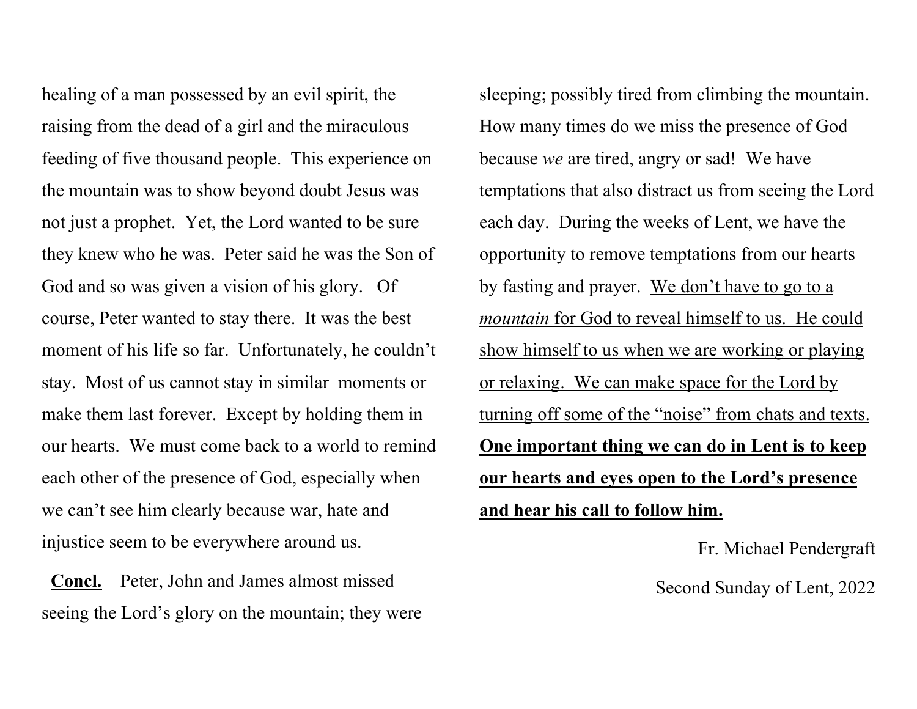healing of a man possessed by an evil spirit, the raising from the dead of a girl and the miraculous feeding of five thousand people. This experience on the mountain was to show beyond doubt Jesus was not just a prophet. Yet, the Lord wanted to be sure they knew who he was. Peter said he was the Son of God and so was given a vision of his glory. Of course, Peter wanted to stay there. It was the best moment of his life so far. Unfortunately, he couldn't stay. Most of us cannot stay in similar moments or make them last forever. Except by holding them in our hearts. We must come back to a world to remind each other of the presence of God, especially when we can't see him clearly because war, hate and injustice seem to be everywhere around us.

<u>**Concl.**</u> Peter, John and James almost missed seeing the Lord's glory on the mountain; they were sleeping; possibly tired from climbing the mountain. How many times do we miss the presence of God because *we* are tired, angry or sad! We have temptations that also distract us from seeing the Lord each day. During the weeks of Lent, we have the opportunity to remove temptations from our hearts by fasting and prayer. <u>We don't have to go to a *mountain* for God to reveal himself to us. He could show himself to us when we are working or playing or relaxing. We can make space for the Lord by turning off some of the "noise" from chats and texts.</u> <u>**One important thing we can do in Lent is to keep our hearts and eyes open to the Lord's presence and hear his call to follow him.**</u>

Fr. Michael Pendergraft

Second Sunday of Lent, 2022